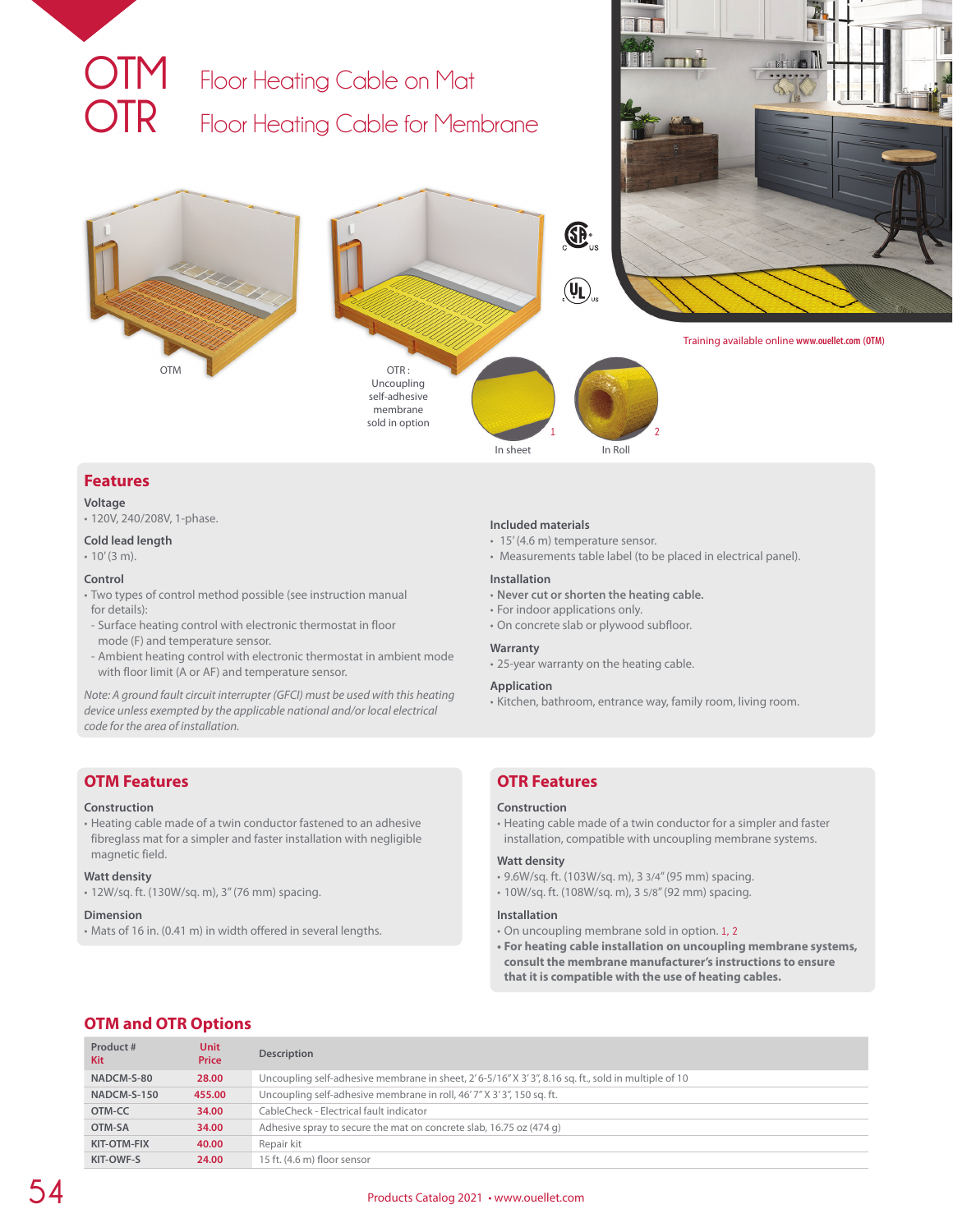# OTM Floor Heating Cable on Mat
# OTR Floor Heating Cable for Membrane

OTM

OTR : Uncoupling self-adhesive membrane sold in option

1 In sheet

2 In Roll

Training available online www.ouellet.com (OTM)

## Features

**Voltage**
- 120V, 240/208V, 1-phase.

**Cold lead length**
- 10' (3 m).

**Control**
- Two types of control method possible (see instruction manual for details):
  - Surface heating control with electronic thermostat in floor mode (F) and temperature sensor.
  - Ambient heating control with electronic thermostat in ambient mode with floor limit (A or AF) and temperature sensor.

*Note: A ground fault circuit interrupter (GFCI) must be used with this heating device unless exempted by the applicable national and/or local electrical code for the area of installation.*

**Included materials**
- 15' (4.6 m) temperature sensor.
- Measurements table label (to be placed in electrical panel).

**Installation**
- **Never cut or shorten the heating cable.**
- For indoor applications only.
- On concrete slab or plywood subfloor.

**Warranty**
- 25-year warranty on the heating cable.

**Application**
- Kitchen, bathroom, entrance way, family room, living room.

## OTM Features

**Construction**
- Heating cable made of a twin conductor fastened to an adhesive fibreglass mat for a simpler and faster installation with negligible magnetic field.

**Watt density**
- 12W/sq. ft. (130W/sq. m), 3" (76 mm) spacing.

**Dimension**
- Mats of 16 in. (0.41 m) in width offered in several lengths.

## OTR Features

**Construction**
- Heating cable made of a twin conductor for a simpler and faster installation, compatible with uncoupling membrane systems.

**Watt density**
- 9.6W/sq. ft. (103W/sq. m), 3 3/4" (95 mm) spacing.
- 10W/sq. ft. (108W/sq. m), 3 5/8" (92 mm) spacing.

**Installation**
- On uncoupling membrane sold in option. 1, 2
- **For heating cable installation on uncoupling membrane systems, consult the membrane manufacturer's instructions to ensure that it is compatible with the use of heating cables.**

## OTM and OTR Options

| Product # Kit | Unit Price | Description |
|---|---|---|
| NADCM-S-80 | 28.00 | Uncoupling self-adhesive membrane in sheet, 2' 6-5/16" X 3' 3", 8.16 sq. ft., sold in multiple of 10 |
| NADCM-S-150 | 455.00 | Uncoupling self-adhesive membrane in roll, 46' 7" X 3' 3", 150 sq. ft. |
| OTM-CC | 34.00 | CableCheck - Electrical fault indicator |
| OTM-SA | 34.00 | Adhesive spray to secure the mat on concrete slab, 16.75 oz (474 g) |
| KIT-OTM-FIX | 40.00 | Repair kit |
| KIT-OWF-S | 24.00 | 15 ft. (4.6 m) floor sensor |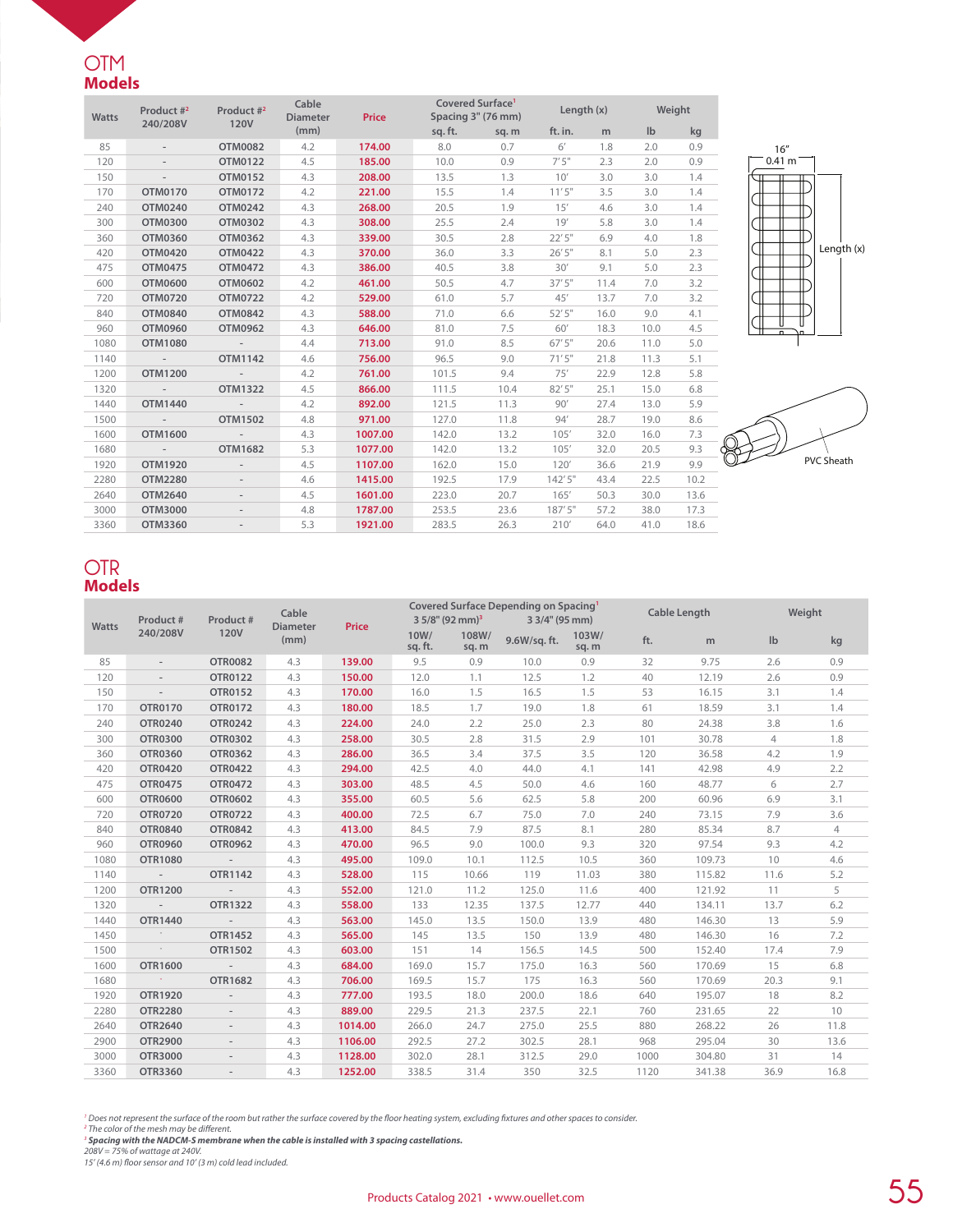# OTM
## Models

| Watts | Product #[2] 240/208V | Product #[2] 120V | Cable Diameter (mm) | Price | Covered Surface[1] Spacing 3" (76 mm) | | Length (x) | | Weight | |
|---|---|---|---|---|---|---|---|---|---|---|
| | | | | | sq. ft. | sq. m | ft. in. | m | lb | kg |
| 85 | - | OTM0082 | 4.2 | 174.00 | 8.0 | 0.7 | 6' | 1.8 | 2.0 | 0.9 |
| 120 | - | OTM0122 | 4.5 | 185.00 | 10.0 | 0.9 | 7' 5" | 2.3 | 2.0 | 0.9 |
| 150 | - | OTM0152 | 4.3 | 208.00 | 13.5 | 1.3 | 10' | 3.0 | 3.0 | 1.4 |
| 170 | OTM0170 | OTM0172 | 4.2 | 221.00 | 15.5 | 1.4 | 11' 5" | 3.5 | 3.0 | 1.4 |
| 240 | OTM0240 | OTM0242 | 4.3 | 268.00 | 20.5 | 1.9 | 15' | 4.6 | 3.0 | 1.4 |
| 300 | OTM0300 | OTM0302 | 4.3 | 308.00 | 25.5 | 2.4 | 19' | 5.8 | 3.0 | 1.4 |
| 360 | OTM0360 | OTM0362 | 4.3 | 339.00 | 30.5 | 2.8 | 22' 5" | 6.9 | 4.0 | 1.8 |
| 420 | OTM0420 | OTM0422 | 4.3 | 370.00 | 36.0 | 3.3 | 26' 5" | 8.1 | 5.0 | 2.3 |
| 475 | OTM0475 | OTM0472 | 4.3 | 386.00 | 40.5 | 3.8 | 30' | 9.1 | 5.0 | 2.3 |
| 600 | OTM0600 | OTM0602 | 4.2 | 461.00 | 50.5 | 4.7 | 37' 5" | 11.4 | 7.0 | 3.2 |
| 720 | OTM0720 | OTM0722 | 4.2 | 529.00 | 61.0 | 5.7 | 45' | 13.7 | 7.0 | 3.2 |
| 840 | OTM0840 | OTM0842 | 4.3 | 588.00 | 71.0 | 6.6 | 52' 5" | 16.0 | 9.0 | 4.1 |
| 960 | OTM0960 | OTM0962 | 4.3 | 646.00 | 81.0 | 7.5 | 60' | 18.3 | 10.0 | 4.5 |
| 1080 | OTM1080 | - | 4.4 | 713.00 | 91.0 | 8.5 | 67' 5" | 20.6 | 11.0 | 5.0 |
| 1140 | - | OTM1142 | 4.6 | 756.00 | 96.5 | 9.0 | 71' 5" | 21.8 | 11.3 | 5.1 |
| 1200 | OTM1200 | - | 4.2 | 761.00 | 101.5 | 9.4 | 75' | 22.9 | 12.8 | 5.8 |
| 1320 | - | OTM1322 | 4.5 | 866.00 | 111.5 | 10.4 | 82' 5" | 25.1 | 15.0 | 6.8 |
| 1440 | OTM1440 | - | 4.2 | 892.00 | 121.5 | 11.3 | 90' | 27.4 | 13.0 | 5.9 |
| 1500 | - | OTM1502 | 4.8 | 971.00 | 127.0 | 11.8 | 94' | 28.7 | 19.0 | 8.6 |
| 1600 | OTM1600 | - | 4.3 | 1007.00 | 142.0 | 13.2 | 105' | 32.0 | 16.0 | 7.3 |
| 1680 | - | OTM1682 | 5.3 | 1077.00 | 142.0 | 13.2 | 105' | 32.0 | 20.5 | 9.3 |
| 1920 | OTM1920 | - | 4.5 | 1107.00 | 162.0 | 15.0 | 120' | 36.6 | 21.9 | 9.9 |
| 2280 | OTM2280 | - | 4.6 | 1415.00 | 192.5 | 17.9 | 142' 5" | 43.4 | 22.5 | 10.2 |
| 2640 | OTM2640 | - | 4.5 | 1601.00 | 223.0 | 20.7 | 165' | 50.3 | 30.0 | 13.6 |
| 3000 | OTM3000 | - | 4.8 | 1787.00 | 253.5 | 23.6 | 187' 5" | 57.2 | 38.0 | 17.3 |
| 3360 | OTM3360 | - | 5.3 | 1921.00 | 283.5 | 26.3 | 210' | 64.0 | 41.0 | 18.6 |

16"
0.41 m
Length (x)

PVC Sheath

# OTR
## Models

| Watts | Product # 240/208V | Product # 120V | Cable Diameter (mm) | Price | Covered Surface Depending on Spacing[1] 3 5/8" (92 mm)[3] | | 3 3/4" (95 mm) | | Cable Length | | Weight | |
|---|---|---|---|---|---|---|---|---|---|---|---|---|
| | | | | | 10W/ sq. ft. | 108W/ sq. m | 9.6W/sq. ft. | 103W/ sq. m | ft. | m | lb | kg |
| 85 | - | OTR0082 | 4.3 | 139.00 | 9.5 | 0.9 | 10.0 | 0.9 | 32 | 9.75 | 2.6 | 0.9 |
| 120 | - | OTR0122 | 4.3 | 150.00 | 12.0 | 1.1 | 12.5 | 1.2 | 40 | 12.19 | 2.6 | 0.9 |
| 150 | - | OTR0152 | 4.3 | 170.00 | 16.0 | 1.5 | 16.5 | 1.5 | 53 | 16.15 | 3.1 | 1.4 |
| 170 | OTR0170 | OTR0172 | 4.3 | 180.00 | 18.5 | 1.7 | 19.0 | 1.8 | 61 | 18.59 | 3.1 | 1.4 |
| 240 | OTR0240 | OTR0242 | 4.3 | 224.00 | 24.0 | 2.2 | 25.0 | 2.3 | 80 | 24.38 | 3.8 | 1.6 |
| 300 | OTR0300 | OTR0302 | 4.3 | 258.00 | 30.5 | 2.8 | 31.5 | 2.9 | 101 | 30.78 | 4 | 1.8 |
| 360 | OTR0360 | OTR0362 | 4.3 | 286.00 | 36.5 | 3.4 | 37.5 | 3.5 | 120 | 36.58 | 4.2 | 1.9 |
| 420 | OTR0420 | OTR0422 | 4.3 | 294.00 | 42.5 | 4.0 | 44.0 | 4.1 | 141 | 42.98 | 4.9 | 2.2 |
| 475 | OTR0475 | OTR0472 | 4.3 | 303.00 | 48.5 | 4.5 | 50.0 | 4.6 | 160 | 48.77 | 6 | 2.7 |
| 600 | OTR0600 | OTR0602 | 4.3 | 355.00 | 60.5 | 5.6 | 62.5 | 5.8 | 200 | 60.96 | 6.9 | 3.1 |
| 720 | OTR0720 | OTR0722 | 4.3 | 400.00 | 72.5 | 6.7 | 75.0 | 7.0 | 240 | 73.15 | 7.9 | 3.6 |
| 840 | OTR0840 | OTR0842 | 4.3 | 413.00 | 84.5 | 7.9 | 87.5 | 8.1 | 280 | 85.34 | 8.7 | 4 |
| 960 | OTR0960 | OTR0962 | 4.3 | 470.00 | 96.5 | 9.0 | 100.0 | 9.3 | 320 | 97.54 | 9.3 | 4.2 |
| 1080 | OTR1080 | - | 4.3 | 495.00 | 109.0 | 10.1 | 112.5 | 10.5 | 360 | 109.73 | 10 | 4.6 |
| 1140 | - | OTR1142 | 4.3 | 528.00 | 115 | 10.66 | 119 | 11.03 | 380 | 115.82 | 11.6 | 5.2 |
| 1200 | OTR1200 | - | 4.3 | 552.00 | 121.0 | 11.2 | 125.0 | 11.6 | 400 | 121.92 | 11 | 5 |
| 1320 | - | OTR1322 | 4.3 | 558.00 | 133 | 12.35 | 137.5 | 12.77 | 440 | 134.11 | 13.7 | 6.2 |
| 1440 | OTR1440 | - | 4.3 | 563.00 | 145.0 | 13.5 | 150.0 | 13.9 | 480 | 146.30 | 13 | 5.9 |
| 1450 | - | OTR1452 | 4.3 | 565.00 | 145 | 13.5 | 150 | 13.9 | 480 | 146.30 | 16 | 7.2 |
| 1500 | - | OTR1502 | 4.3 | 603.00 | 151 | 14 | 156.5 | 14.5 | 500 | 152.40 | 17.4 | 7.9 |
| 1600 | OTR1600 | - | 4.3 | 684.00 | 169.0 | 15.7 | 175.0 | 16.3 | 560 | 170.69 | 15 | 6.8 |
| 1680 | - | OTR1682 | 4.3 | 706.00 | 169.5 | 15.7 | 175 | 16.3 | 560 | 170.69 | 20.3 | 9.1 |
| 1920 | OTR1920 | - | 4.3 | 777.00 | 193.5 | 18.0 | 200.0 | 18.6 | 640 | 195.07 | 18 | 8.2 |
| 2280 | OTR2280 | - | 4.3 | 889.00 | 229.5 | 21.3 | 237.5 | 22.1 | 760 | 231.65 | 22 | 10 |
| 2640 | OTR2640 | - | 4.3 | 1014.00 | 266.0 | 24.7 | 275.0 | 25.5 | 880 | 268.22 | 26 | 11.8 |
| 2900 | OTR2900 | - | 4.3 | 1106.00 | 292.5 | 27.2 | 302.5 | 28.1 | 968 | 295.04 | 30 | 13.6 |
| 3000 | OTR3000 | - | 4.3 | 1128.00 | 302.0 | 28.1 | 312.5 | 29.0 | 1000 | 304.80 | 31 | 14 |
| 3360 | OTR3360 | - | 4.3 | 1252.00 | 338.5 | 31.4 | 350 | 32.5 | 1120 | 341.38 | 36.9 | 16.8 |

*[1] Does not represent the surface of the room but rather the surface covered by the floor heating system, excluding fixtures and other spaces to consider.*
*[2] The color of the mesh may be different.*
***[3] Spacing with the NADCM-S membrane when the cable is installed with 3 spacing castellations.***
*208V = 75% of wattage at 240V.*
*15' (4.6 m) floor sensor and 10' (3 m) cold lead included.*

Products Catalog 2021 • www.ouellet.com